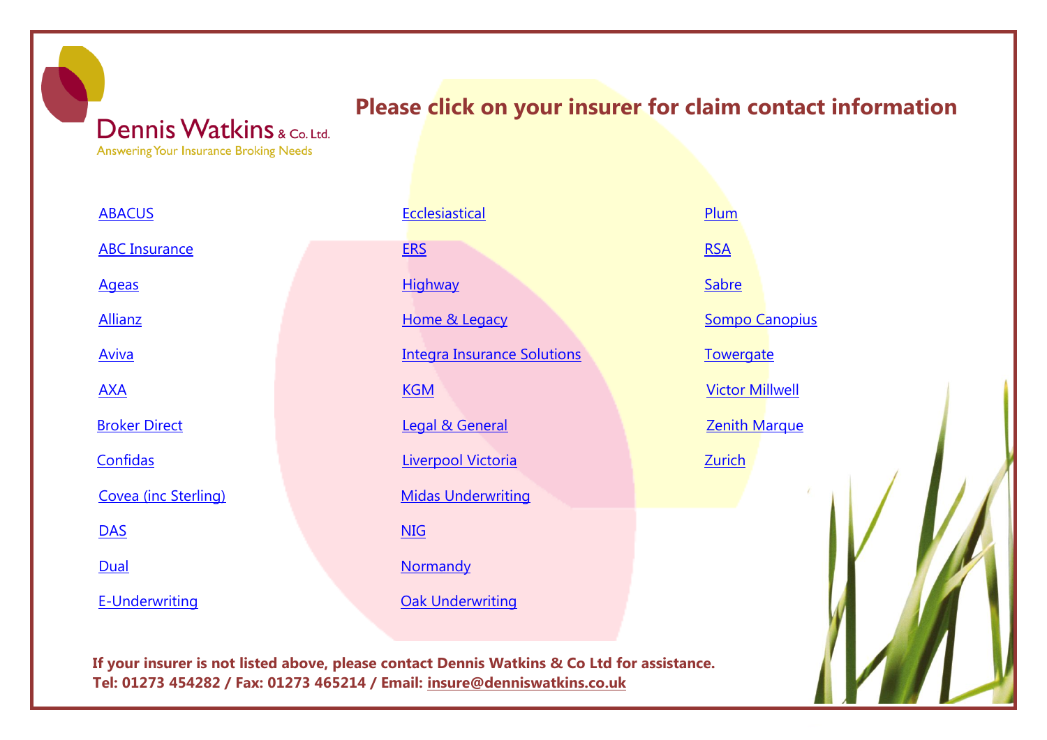Dennis Watkins & Co. Ltd.

Answering Your Insurance Broking Needs

# Please click on your insurer for claim contact information

- ABACUS
- ABC Insurance
- Ageas
- Allianz
- Aviva
- AXA
- Broker Direct
- Confidas
- Covea (inc Sterling)
- DAS
- Dual
- E-Underwriting
- Ecclesiastical
- ERS
- Highway
- Home & Legacy
- Integra Insurance Solutions
- KGM
- Legal & General
- Liverpool Victoria
- Midas Underwriting
- NIG
- Normandy
- Oak Underwriting
- Plum
- RSA
- Sabre
- Sompo Canopius
- Towergate
- Victor Millwell
- Zenith Marque
- Zurich

**If your insurer is not listed above, please contact Dennis Watkins & Co Ltd for assistance.**
**Tel: 01273 454282 / Fax: 01273 465214 / Email: insure@denniswatkins.co.uk**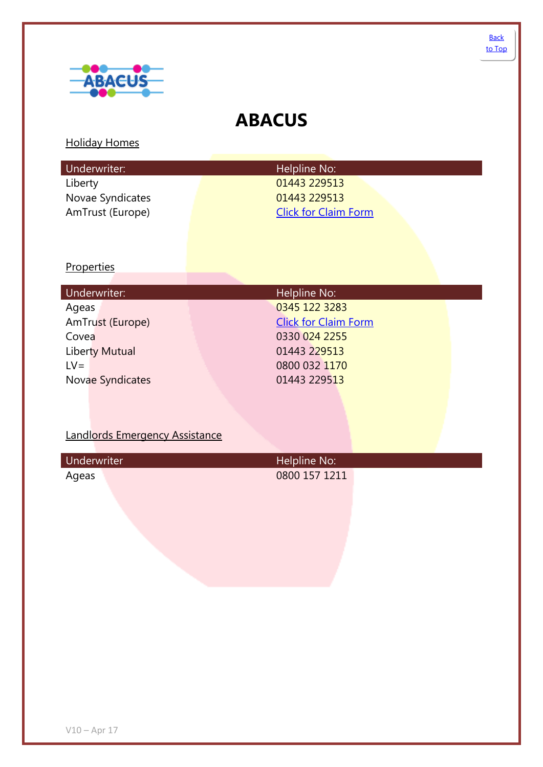Back to Top

# ABACUS

Holiday Homes

| Underwriter: | Helpline No: |
| --- | --- |
| Liberty | 01443 229513 |
| Novae Syndicates | 01443 229513 |
| AmTrust (Europe) | Click for Claim Form |

Properties

| Underwriter: | Helpline No: |
| --- | --- |
| Ageas | 0345 122 3283 |
| AmTrust (Europe) | Click for Claim Form |
| Covea | 0330 024 2255 |
| Liberty Mutual | 01443 229513 |
| LV= | 0800 032 1170 |
| Novae Syndicates | 01443 229513 |

Landlords Emergency Assistance

| Underwriter | Helpline No: |
| --- | --- |
| Ageas | 0800 157 1211 |

V10 – Apr 17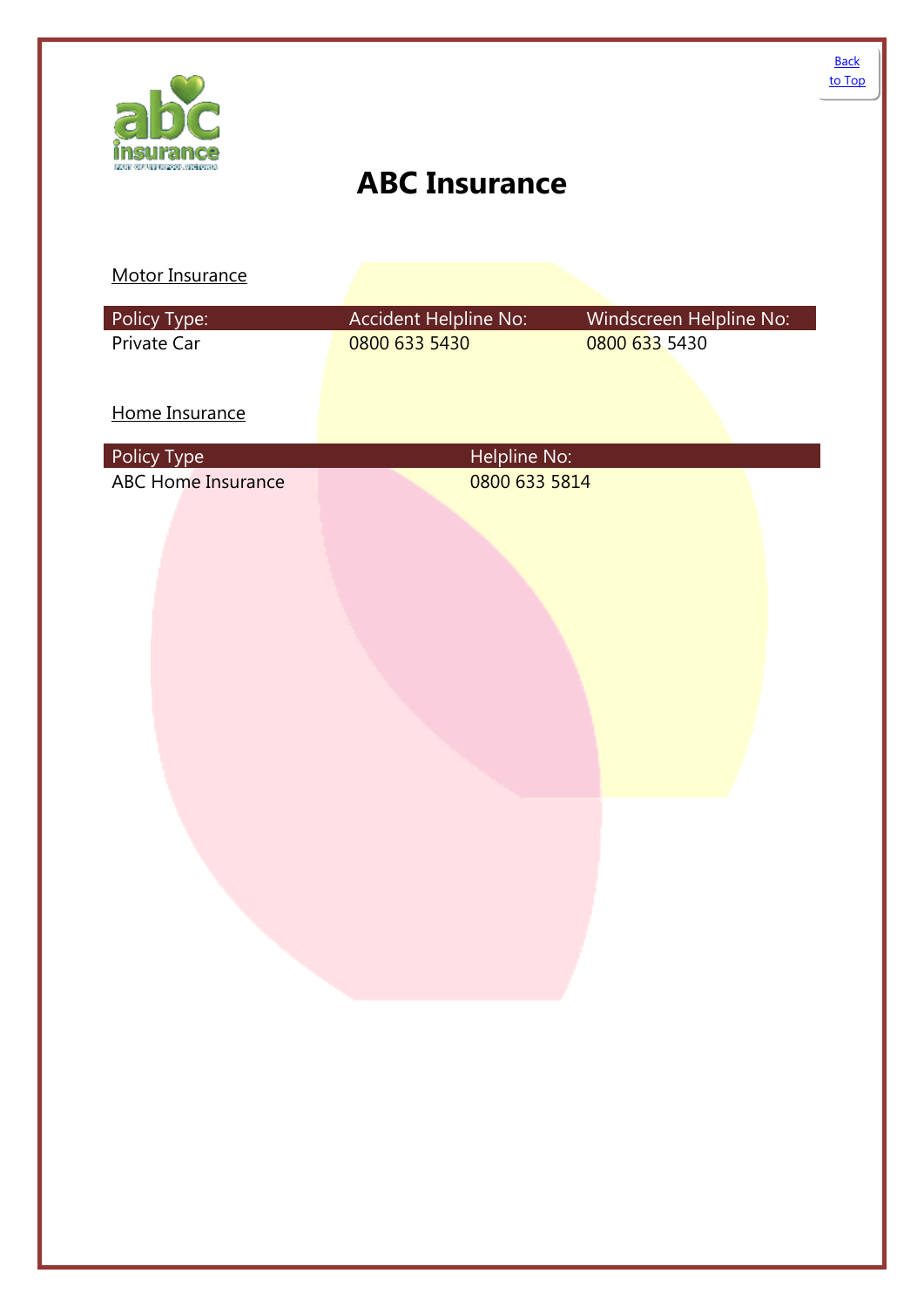Back to Top

# ABC Insurance

Motor Insurance

| Policy Type: | Accident Helpline No: | Windscreen Helpline No: |
| --- | --- | --- |
| Private Car | 0800 633 5430 | 0800 633 5430 |

Home Insurance

| Policy Type | Helpline No: |
| --- | --- |
| ABC Home Insurance | 0800 633 5814 |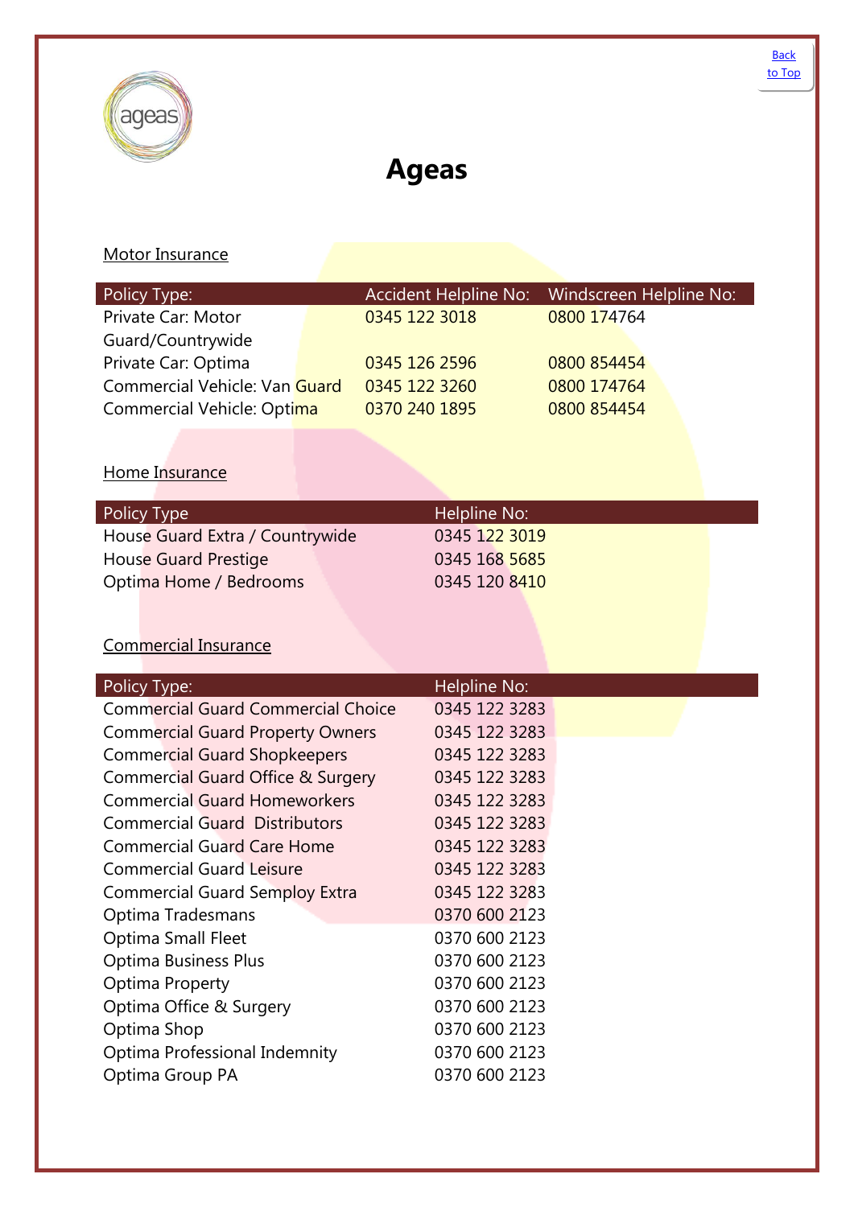[Back to Top]

# Ageas

## Motor Insurance

| Policy Type: | Accident Helpline No: | Windscreen Helpline No: |
| --- | --- | --- |
| Private Car: Motor Guard/Countrywide | 0345 122 3018 | 0800 174764 |
| Private Car: Optima | 0345 126 2596 | 0800 854454 |
| Commercial Vehicle: Van Guard | 0345 122 3260 | 0800 174764 |
| Commercial Vehicle: Optima | 0370 240 1895 | 0800 854454 |

## Home Insurance

| Policy Type | Helpline No: |
| --- | --- |
| House Guard Extra / Countrywide | 0345 122 3019 |
| House Guard Prestige | 0345 168 5685 |
| Optima Home / Bedrooms | 0345 120 8410 |

## Commercial Insurance

| Policy Type: | Helpline No: |
| --- | --- |
| Commercial Guard Commercial Choice | 0345 122 3283 |
| Commercial Guard Property Owners | 0345 122 3283 |
| Commercial Guard Shopkeepers | 0345 122 3283 |
| Commercial Guard Office & Surgery | 0345 122 3283 |
| Commercial Guard Homeworkers | 0345 122 3283 |
| Commercial Guard Distributors | 0345 122 3283 |
| Commercial Guard Care Home | 0345 122 3283 |
| Commercial Guard Leisure | 0345 122 3283 |
| Commercial Guard Semploy Extra | 0345 122 3283 |
| Optima Tradesmans | 0370 600 2123 |
| Optima Small Fleet | 0370 600 2123 |
| Optima Business Plus | 0370 600 2123 |
| Optima Property | 0370 600 2123 |
| Optima Office & Surgery | 0370 600 2123 |
| Optima Shop | 0370 600 2123 |
| Optima Professional Indemnity | 0370 600 2123 |
| Optima Group PA | 0370 600 2123 |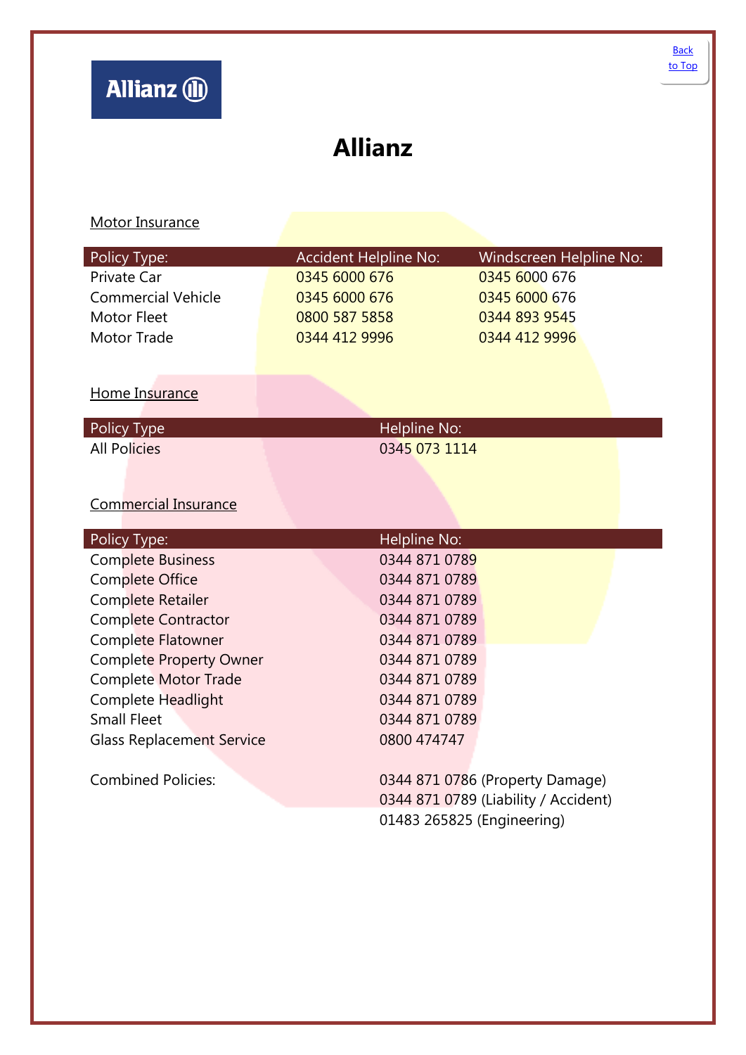Back to Top

# Allianz

## Motor Insurance

| Policy Type: | Accident Helpline No: | Windscreen Helpline No: |
|---|---|---|
| Private Car | 0345 6000 676 | 0345 6000 676 |
| Commercial Vehicle | 0345 6000 676 | 0345 6000 676 |
| Motor Fleet | 0800 587 5858 | 0344 893 9545 |
| Motor Trade | 0344 412 9996 | 0344 412 9996 |

## Home Insurance

| Policy Type | Helpline No: |
|---|---|
| All Policies | 0345 073 1114 |

## Commercial Insurance

| Policy Type: | Helpline No: |
|---|---|
| Complete Business | 0344 871 0789 |
| Complete Office | 0344 871 0789 |
| Complete Retailer | 0344 871 0789 |
| Complete Contractor | 0344 871 0789 |
| Complete Flatowner | 0344 871 0789 |
| Complete Property Owner | 0344 871 0789 |
| Complete Motor Trade | 0344 871 0789 |
| Complete Headlight | 0344 871 0789 |
| Small Fleet | 0344 871 0789 |
| Glass Replacement Service | 0800 474747 |
| Combined Policies: | 0344 871 0786 (Property Damage)<br>0344 871 0789 (Liability / Accident)<br>01483 265825 (Engineering) |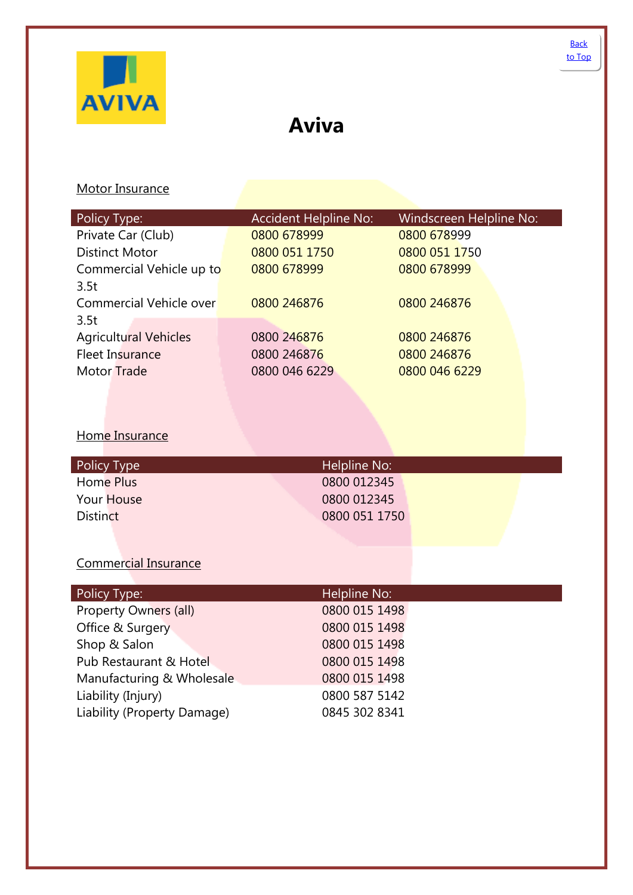[Back to Top]

# Aviva

## Motor Insurance

| Policy Type: | Accident Helpline No: | Windscreen Helpline No: |
|---|---|---|
| Private Car (Club) | 0800 678999 | 0800 678999 |
| Distinct Motor | 0800 051 1750 | 0800 051 1750 |
| Commercial Vehicle up to 3.5t | 0800 678999 | 0800 678999 |
| Commercial Vehicle over 3.5t | 0800 246876 | 0800 246876 |
| Agricultural Vehicles | 0800 246876 | 0800 246876 |
| Fleet Insurance | 0800 246876 | 0800 246876 |
| Motor Trade | 0800 046 6229 | 0800 046 6229 |

## Home Insurance

| Policy Type | Helpline No: |
|---|---|
| Home Plus | 0800 012345 |
| Your House | 0800 012345 |
| Distinct | 0800 051 1750 |

## Commercial Insurance

| Policy Type: | Helpline No: |
|---|---|
| Property Owners (all) | 0800 015 1498 |
| Office & Surgery | 0800 015 1498 |
| Shop & Salon | 0800 015 1498 |
| Pub Restaurant & Hotel | 0800 015 1498 |
| Manufacturing & Wholesale | 0800 015 1498 |
| Liability (Injury) | 0800 587 5142 |
| Liability (Property Damage) | 0845 302 8341 |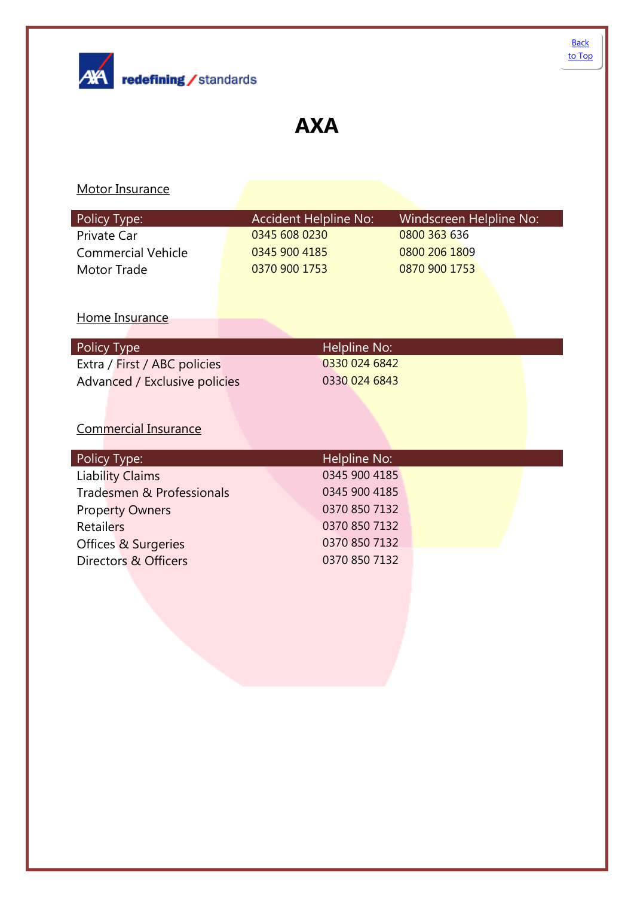[Back to Top]

# AXA

Motor Insurance

| Policy Type: | Accident Helpline No: | Windscreen Helpline No: |
| --- | --- | --- |
| Private Car | 0345 608 0230 | 0800 363 636 |
| Commercial Vehicle | 0345 900 4185 | 0800 206 1809 |
| Motor Trade | 0370 900 1753 | 0870 900 1753 |

Home Insurance

| Policy Type | Helpline No: |
| --- | --- |
| Extra / First / ABC policies | 0330 024 6842 |
| Advanced / Exclusive policies | 0330 024 6843 |

Commercial Insurance

| Policy Type: | Helpline No: |
| --- | --- |
| Liability Claims | 0345 900 4185 |
| Tradesmen & Professionals | 0345 900 4185 |
| Property Owners | 0370 850 7132 |
| Retailers | 0370 850 7132 |
| Offices & Surgeries | 0370 850 7132 |
| Directors & Officers | 0370 850 7132 |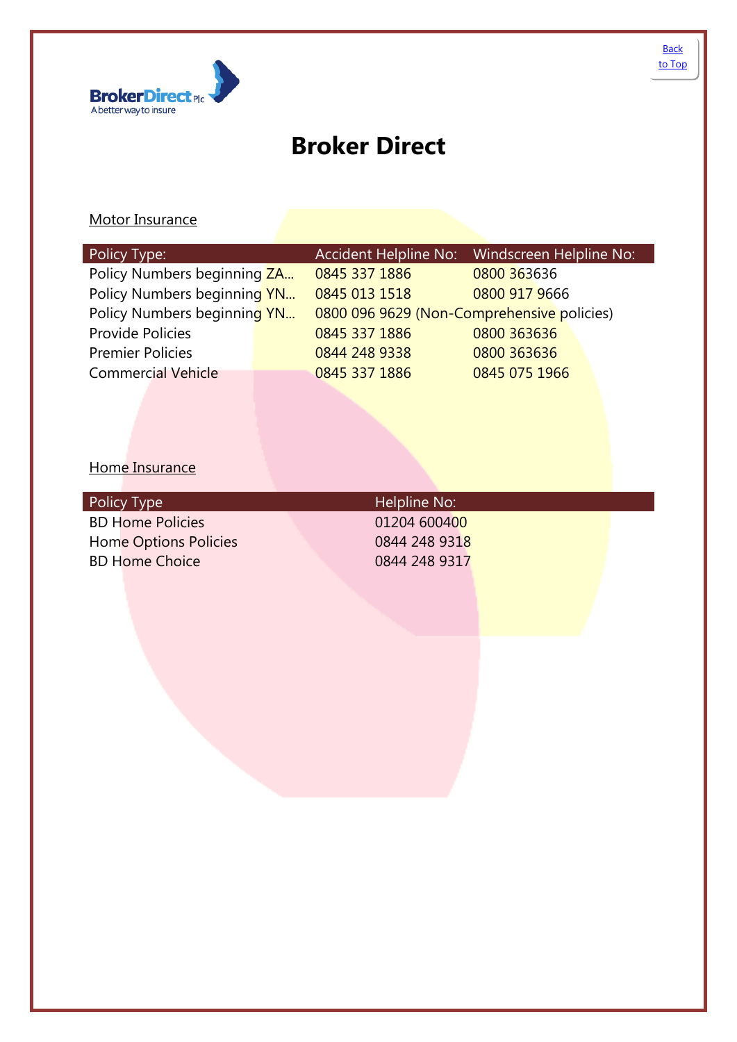Back to Top

# Broker Direct

Motor Insurance

| Policy Type: | Accident Helpline No: | Windscreen Helpline No: |
| --- | --- | --- |
| Policy Numbers beginning ZA... | 0845 337 1886 | 0800 363636 |
| Policy Numbers beginning YN... | 0845 013 1518 | 0800 917 9666 |
| Policy Numbers beginning YN... | 0800 096 9629 (Non-Comprehensive policies) | |
| Provide Policies | 0845 337 1886 | 0800 363636 |
| Premier Policies | 0844 248 9338 | 0800 363636 |
| Commercial Vehicle | 0845 337 1886 | 0845 075 1966 |

Home Insurance

| Policy Type | Helpline No: |
| --- | --- |
| BD Home Policies | 01204 600400 |
| Home Options Policies | 0844 248 9318 |
| BD Home Choice | 0844 248 9317 |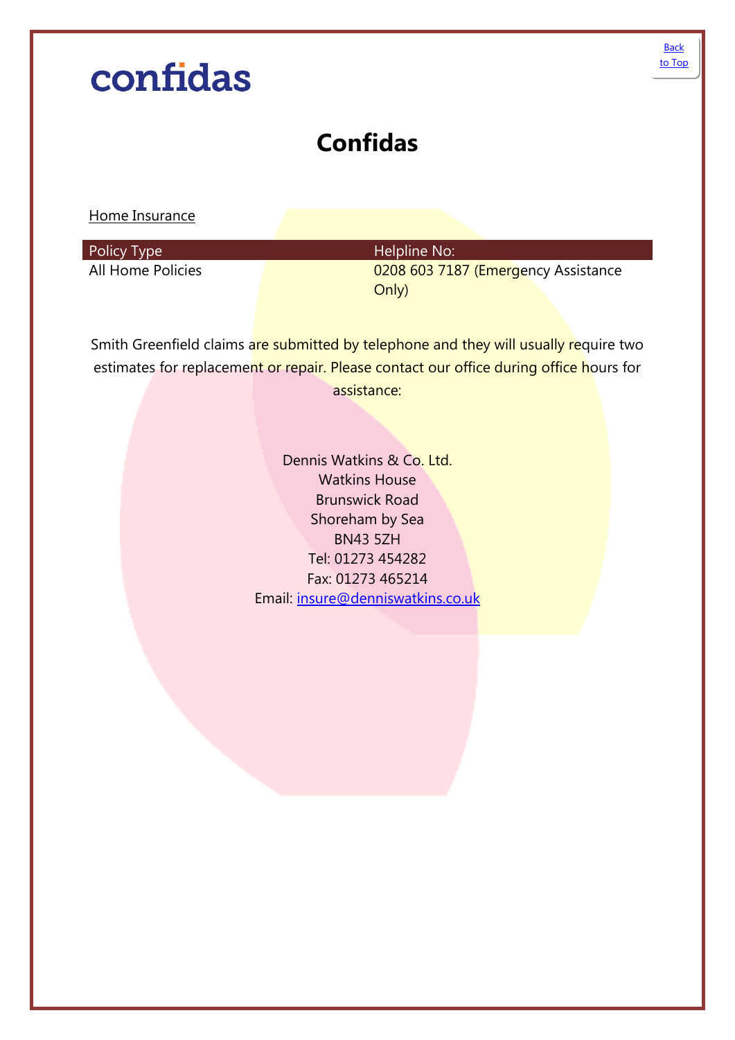[Back to Top]

# Confidas

Home Insurance

| Policy Type | Helpline No: |
| --- | --- |
| All Home Policies | 0208 603 7187 (Emergency Assistance Only) |

Smith Greenfield claims are submitted by telephone and they will usually require two estimates for replacement or repair. Please contact our office during office hours for assistance:

Dennis Watkins & Co. Ltd.
Watkins House
Brunswick Road
Shoreham by Sea
BN43 5ZH
Tel: 01273 454282
Fax: 01273 465214
Email: insure@denniswatkins.co.uk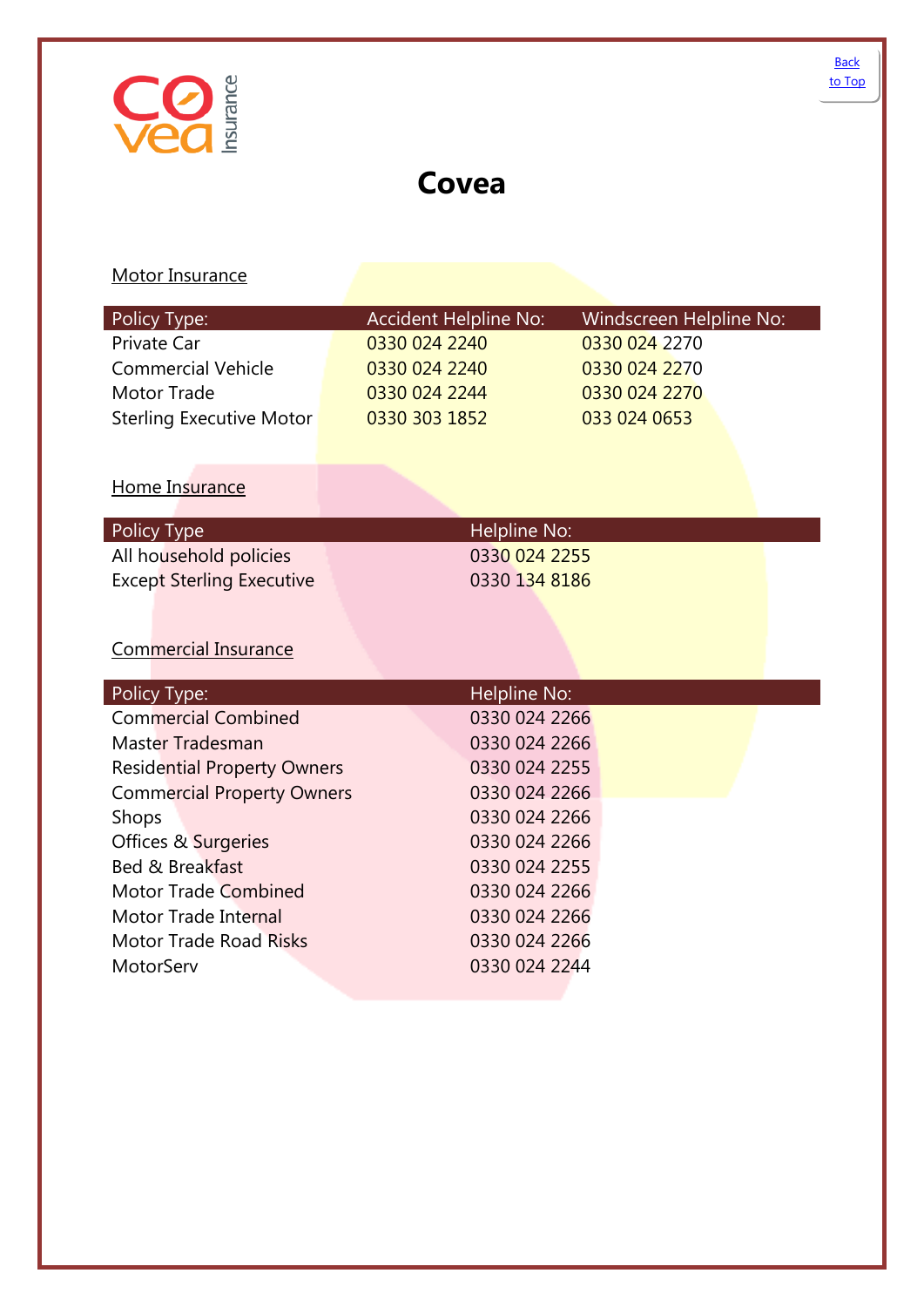[Back to Top]

# Covea

Motor Insurance

| Policy Type: | Accident Helpline No: | Windscreen Helpline No: |
| --- | --- | --- |
| Private Car | 0330 024 2240 | 0330 024 2270 |
| Commercial Vehicle | 0330 024 2240 | 0330 024 2270 |
| Motor Trade | 0330 024 2244 | 0330 024 2270 |
| Sterling Executive Motor | 0330 303 1852 | 033 024 0653 |

Home Insurance

| Policy Type | Helpline No: |
| --- | --- |
| All household policies | 0330 024 2255 |
| Except Sterling Executive | 0330 134 8186 |

Commercial Insurance

| Policy Type: | Helpline No: |
| --- | --- |
| Commercial Combined | 0330 024 2266 |
| Master Tradesman | 0330 024 2266 |
| Residential Property Owners | 0330 024 2255 |
| Commercial Property Owners | 0330 024 2266 |
| Shops | 0330 024 2266 |
| Offices & Surgeries | 0330 024 2266 |
| Bed & Breakfast | 0330 024 2255 |
| Motor Trade Combined | 0330 024 2266 |
| Motor Trade Internal | 0330 024 2266 |
| Motor Trade Road Risks | 0330 024 2266 |
| MotorServ | 0330 024 2244 |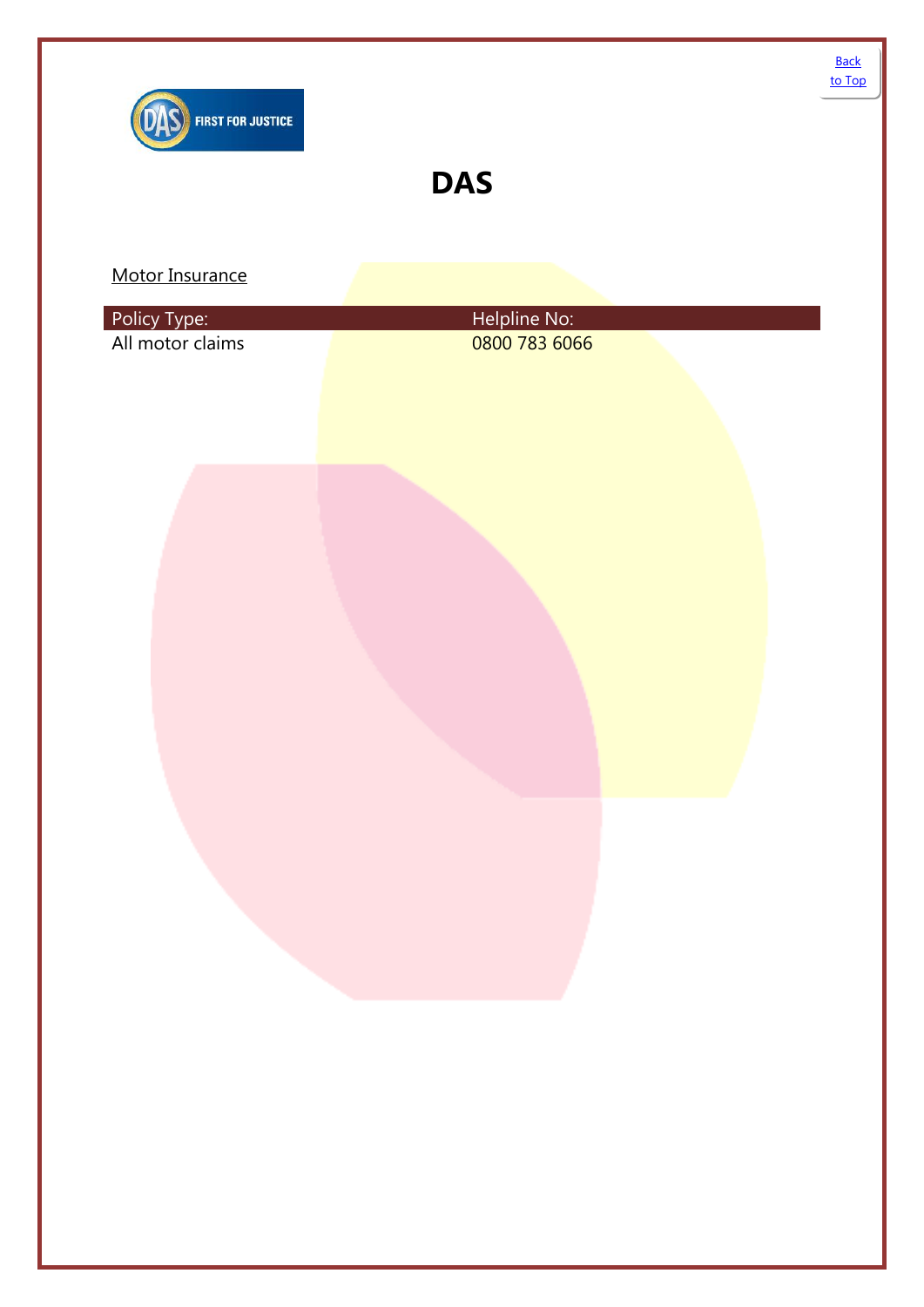[Back to Top]

# DAS

Motor Insurance

| Policy Type: | Helpline No: |
|---|---|
| All motor claims | 0800 783 6066 |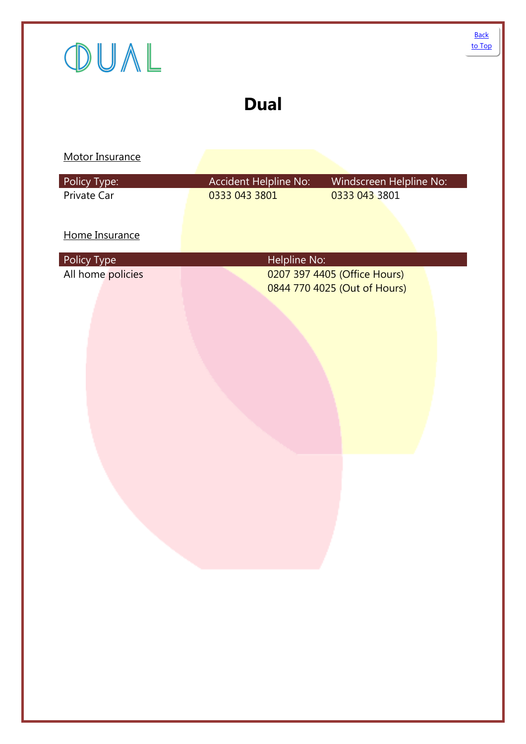[Back to Top]

# Dual

Motor Insurance

| Policy Type: | Accident Helpline No: | Windscreen Helpline No: |
| --- | --- | --- |
| Private Car | 0333 043 3801 | 0333 043 3801 |

Home Insurance

| Policy Type | Helpline No: |
| --- | --- |
| All home policies | 0207 397 4405 (Office Hours)<br>0844 770 4025 (Out of Hours) |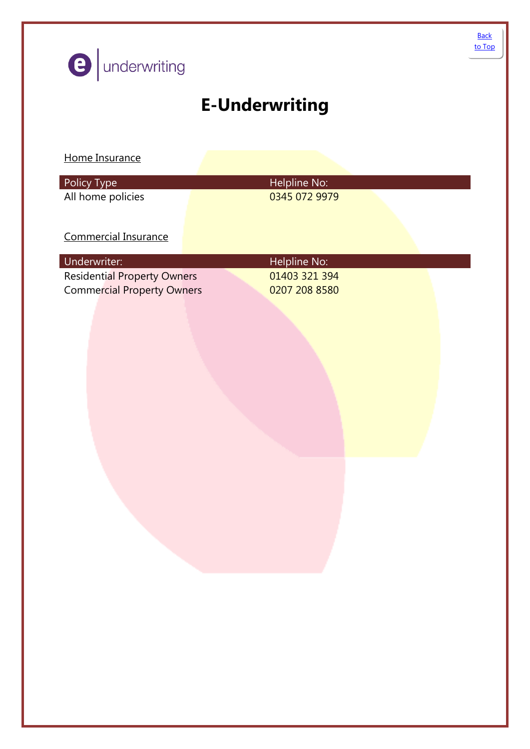[Back to Top]

e underwriting

# E-Underwriting

Home Insurance

| Policy Type | Helpline No: |
|---|---|
| All home policies | 0345 072 9979 |

Commercial Insurance

| Underwriter: | Helpline No: |
|---|---|
| Residential Property Owners | 01403 321 394 |
| Commercial Property Owners | 0207 208 8580 |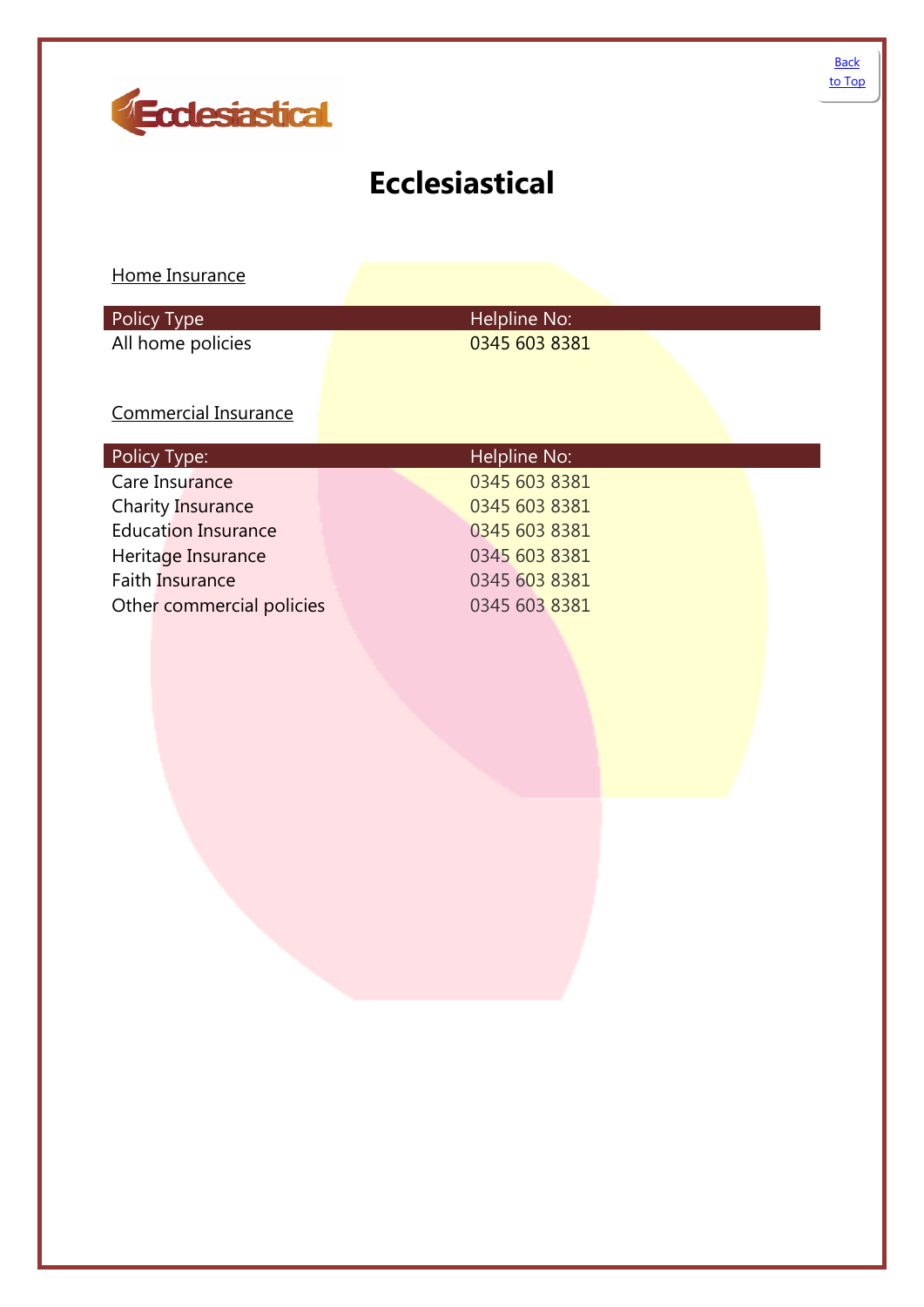# Ecclesiastical

Home Insurance

| Policy Type | Helpline No: |
|---|---|
| All home policies | 0345 603 8381 |

Commercial Insurance

| Policy Type: | Helpline No: |
|---|---|
| Care Insurance | 0345 603 8381 |
| Charity Insurance | 0345 603 8381 |
| Education Insurance | 0345 603 8381 |
| Heritage Insurance | 0345 603 8381 |
| Faith Insurance | 0345 603 8381 |
| Other commercial policies | 0345 603 8381 |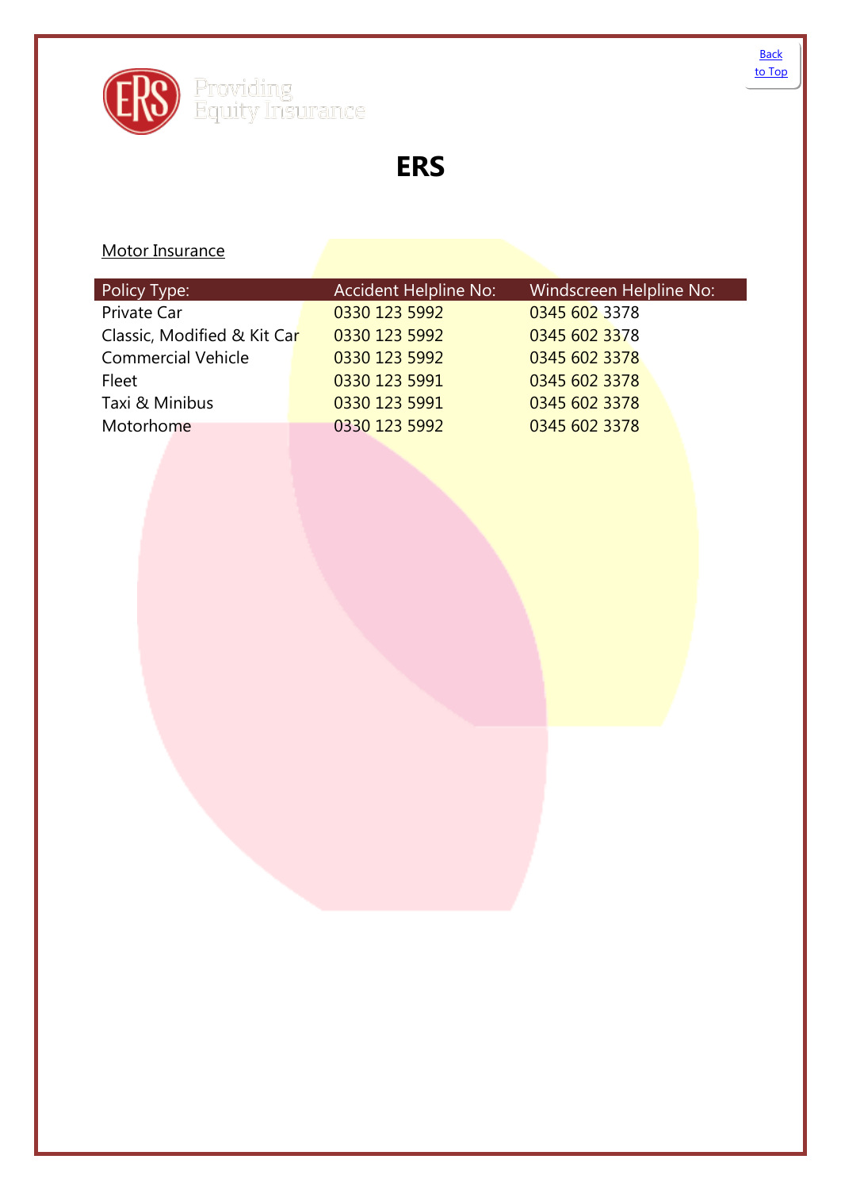[Back to Top]

Providing Equity Insurance

# ERS

Motor Insurance

| Policy Type: | Accident Helpline No: | Windscreen Helpline No: |
|---|---|---|
| Private Car | 0330 123 5992 | 0345 602 3378 |
| Classic, Modified & Kit Car | 0330 123 5992 | 0345 602 3378 |
| Commercial Vehicle | 0330 123 5992 | 0345 602 3378 |
| Fleet | 0330 123 5991 | 0345 602 3378 |
| Taxi & Minibus | 0330 123 5991 | 0345 602 3378 |
| Motorhome | 0330 123 5992 | 0345 602 3378 |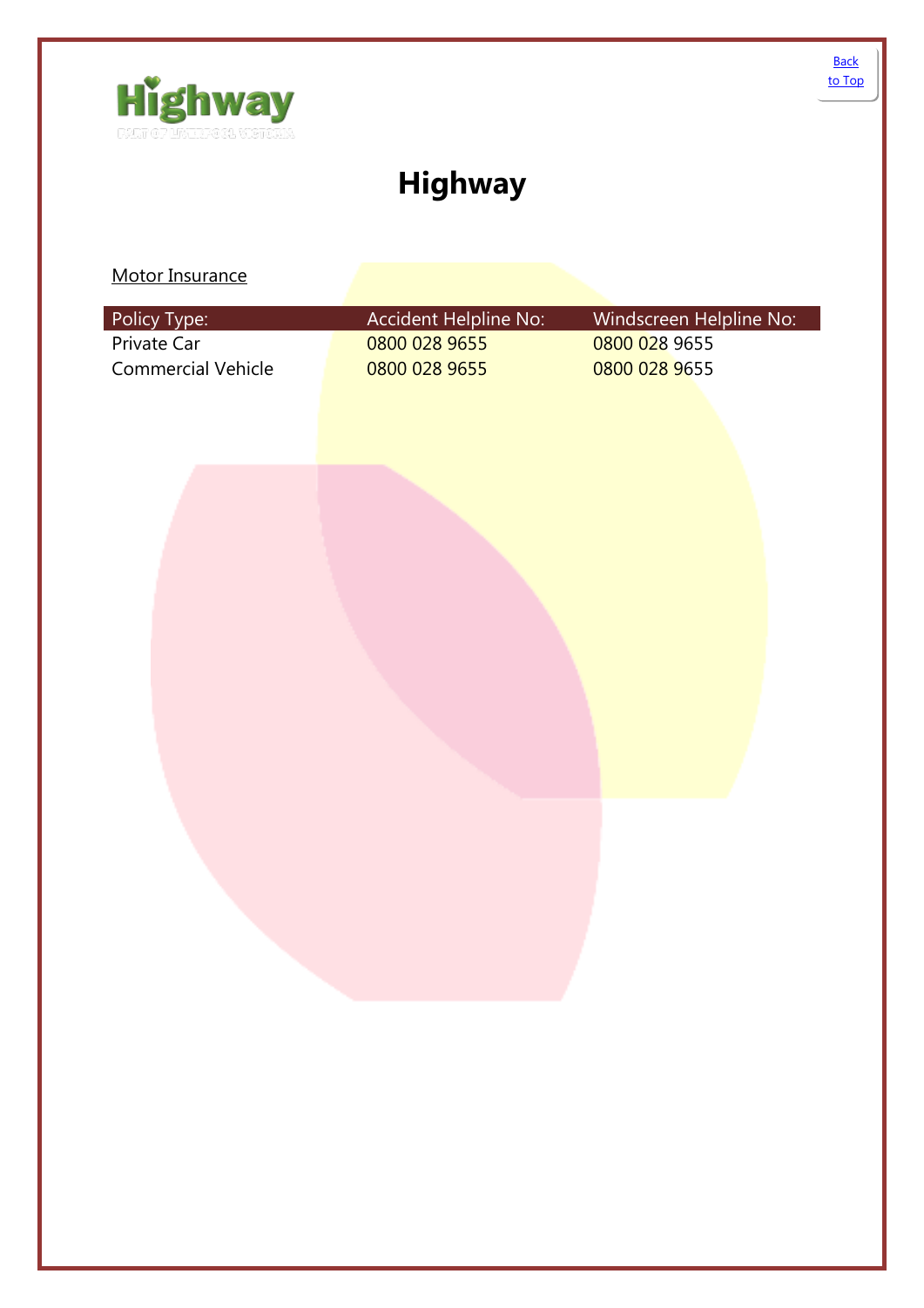[Back to Top]

# Highway

Motor Insurance

| Policy Type: | Accident Helpline No: | Windscreen Helpline No: |
| --- | --- | --- |
| Private Car | 0800 028 9655 | 0800 028 9655 |
| Commercial Vehicle | 0800 028 9655 | 0800 028 9655 |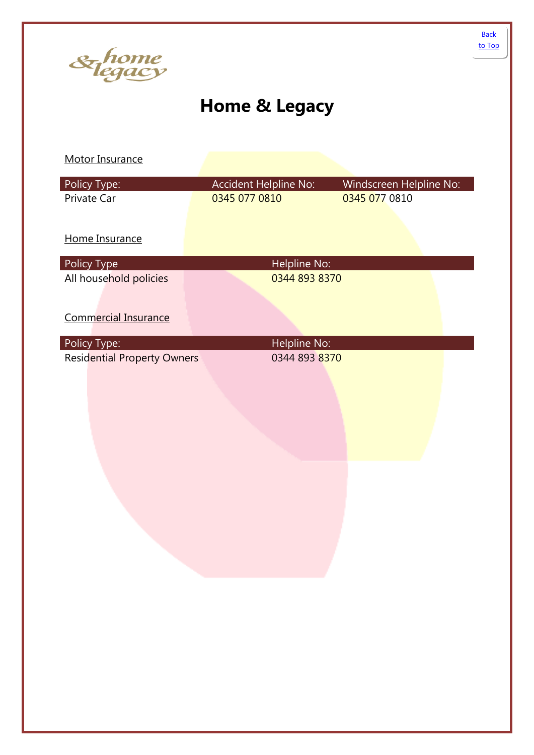# Home & Legacy

Motor Insurance

| Policy Type: | Accident Helpline No: | Windscreen Helpline No: |
|---|---|---|
| Private Car | 0345 077 0810 | 0345 077 0810 |

Home Insurance

| Policy Type | Helpline No: |
|---|---|
| All household policies | 0344 893 8370 |

Commercial Insurance

| Policy Type: | Helpline No: |
|---|---|
| Residential Property Owners | 0344 893 8370 |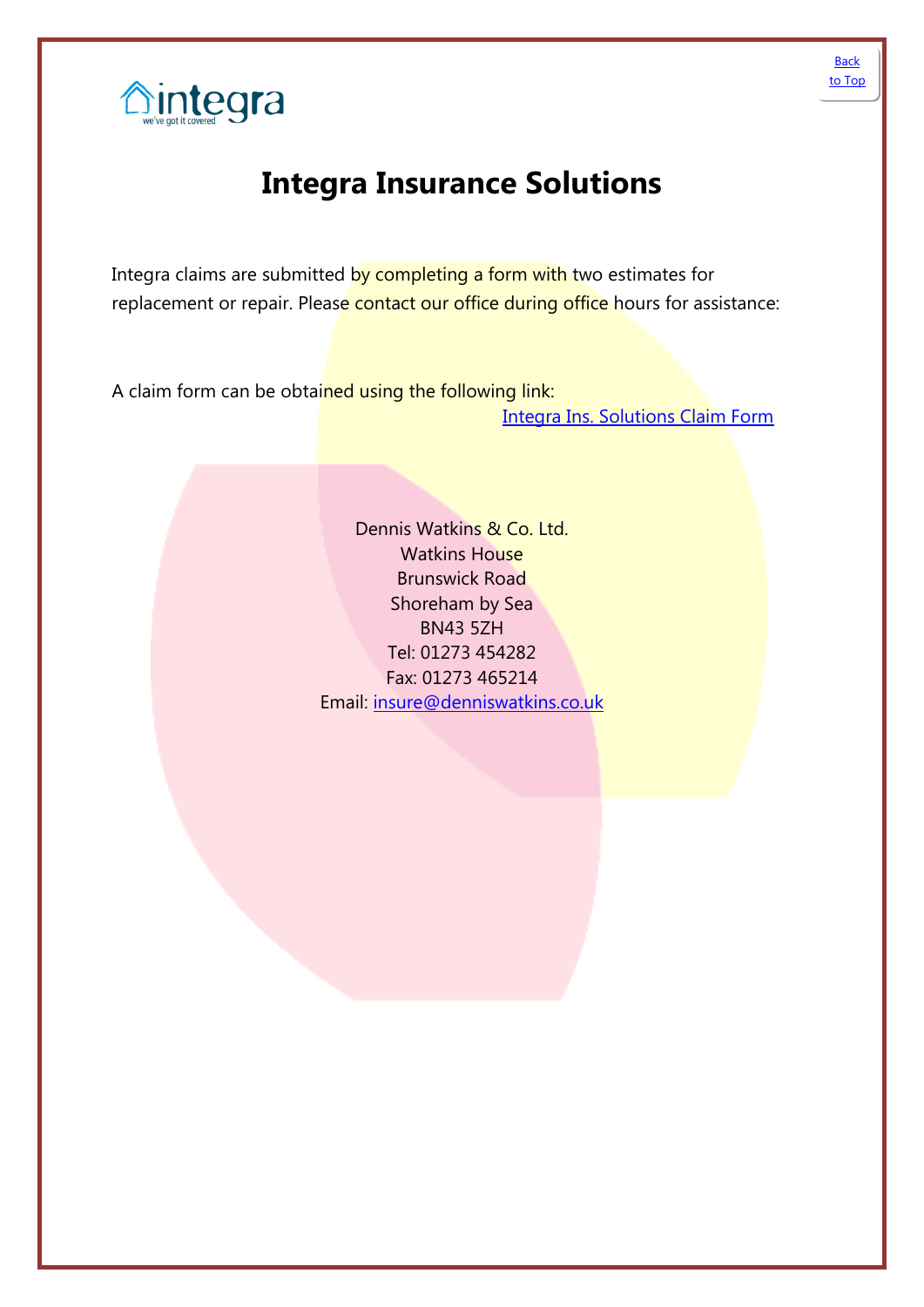# Integra Insurance Solutions

Integra claims are submitted by completing a form with two estimates for replacement or repair. Please contact our office during office hours for assistance:

A claim form can be obtained using the following link:

Integra Ins. Solutions Claim Form

Dennis Watkins & Co. Ltd.
Watkins House
Brunswick Road
Shoreham by Sea
BN43 5ZH
Tel: 01273 454282
Fax: 01273 465214
Email: insure@denniswatkins.co.uk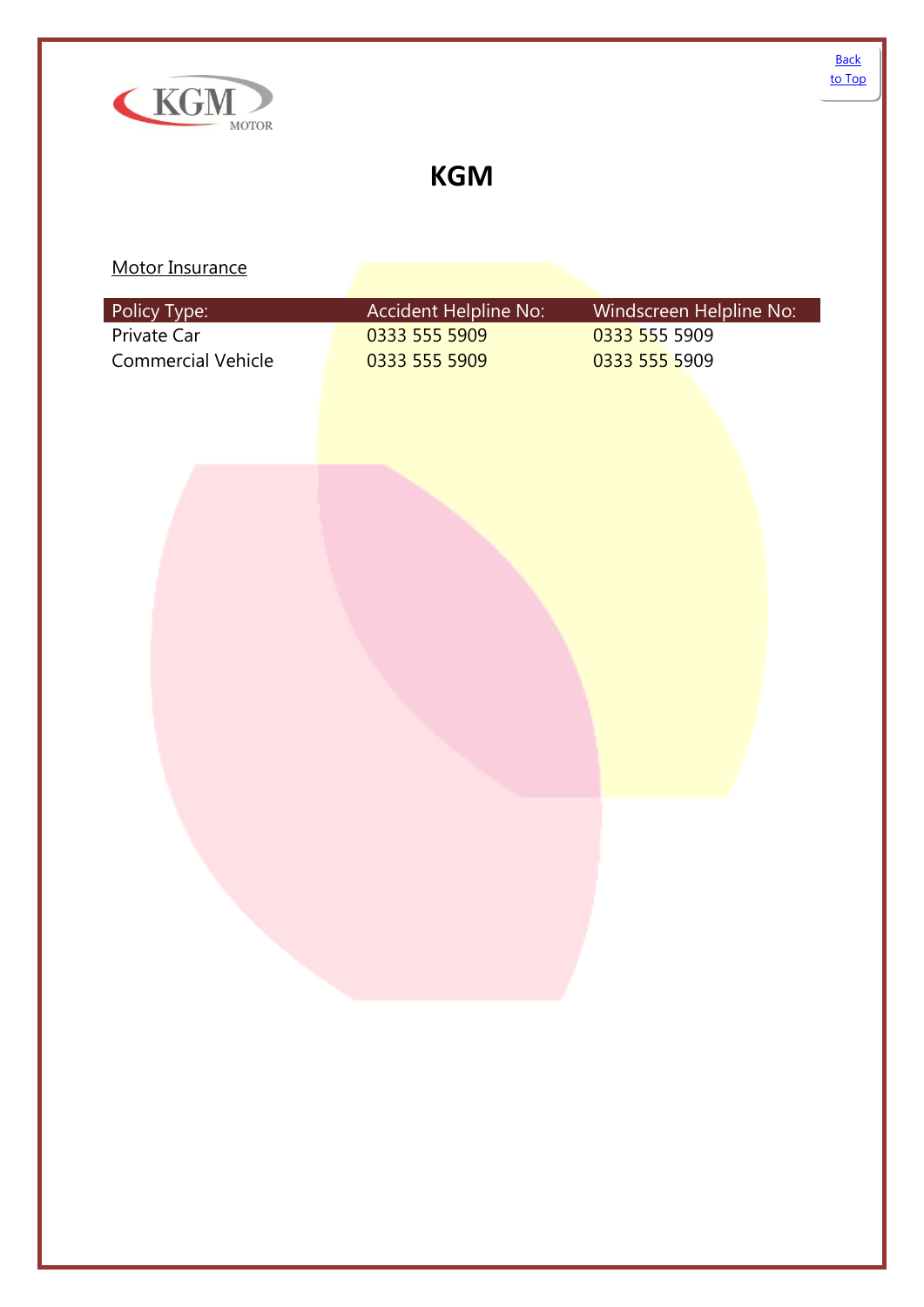# KGM

Motor Insurance

| Policy Type: | Accident Helpline No: | Windscreen Helpline No: |
|---|---|---|
| Private Car | 0333 555 5909 | 0333 555 5909 |
| Commercial Vehicle | 0333 555 5909 | 0333 555 5909 |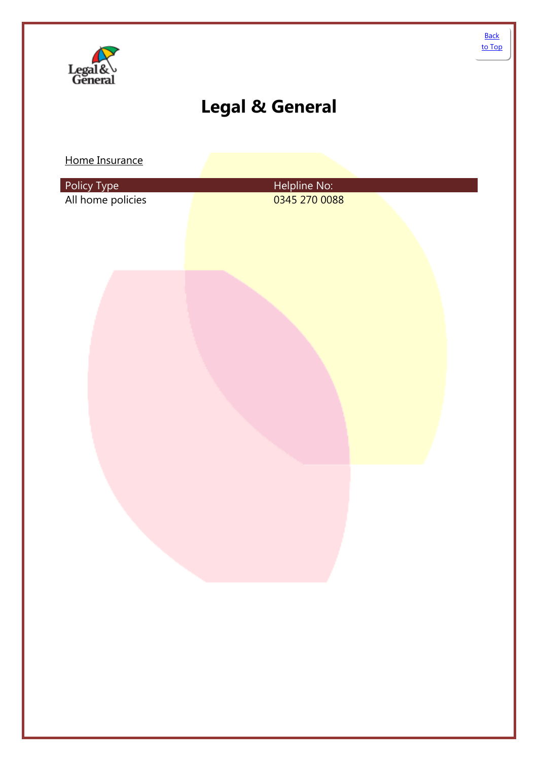[Back to Top]

# Legal & General

Home Insurance

| Policy Type | Helpline No: |
| --- | --- |
| All home policies | 0345 270 0088 |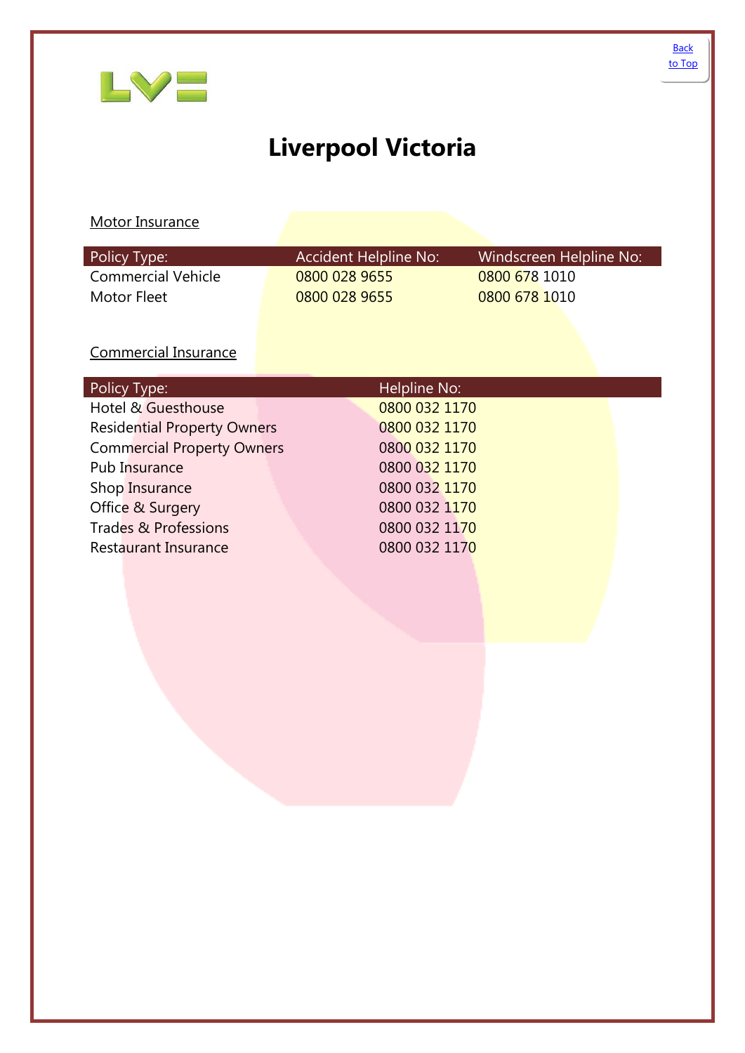# Liverpool Victoria

Motor Insurance

| Policy Type: | Accident Helpline No: | Windscreen Helpline No: |
|---|---|---|
| Commercial Vehicle | 0800 028 9655 | 0800 678 1010 |
| Motor Fleet | 0800 028 9655 | 0800 678 1010 |

Commercial Insurance

| Policy Type: | Helpline No: |
|---|---|
| Hotel & Guesthouse | 0800 032 1170 |
| Residential Property Owners | 0800 032 1170 |
| Commercial Property Owners | 0800 032 1170 |
| Pub Insurance | 0800 032 1170 |
| Shop Insurance | 0800 032 1170 |
| Office & Surgery | 0800 032 1170 |
| Trades & Professions | 0800 032 1170 |
| Restaurant Insurance | 0800 032 1170 |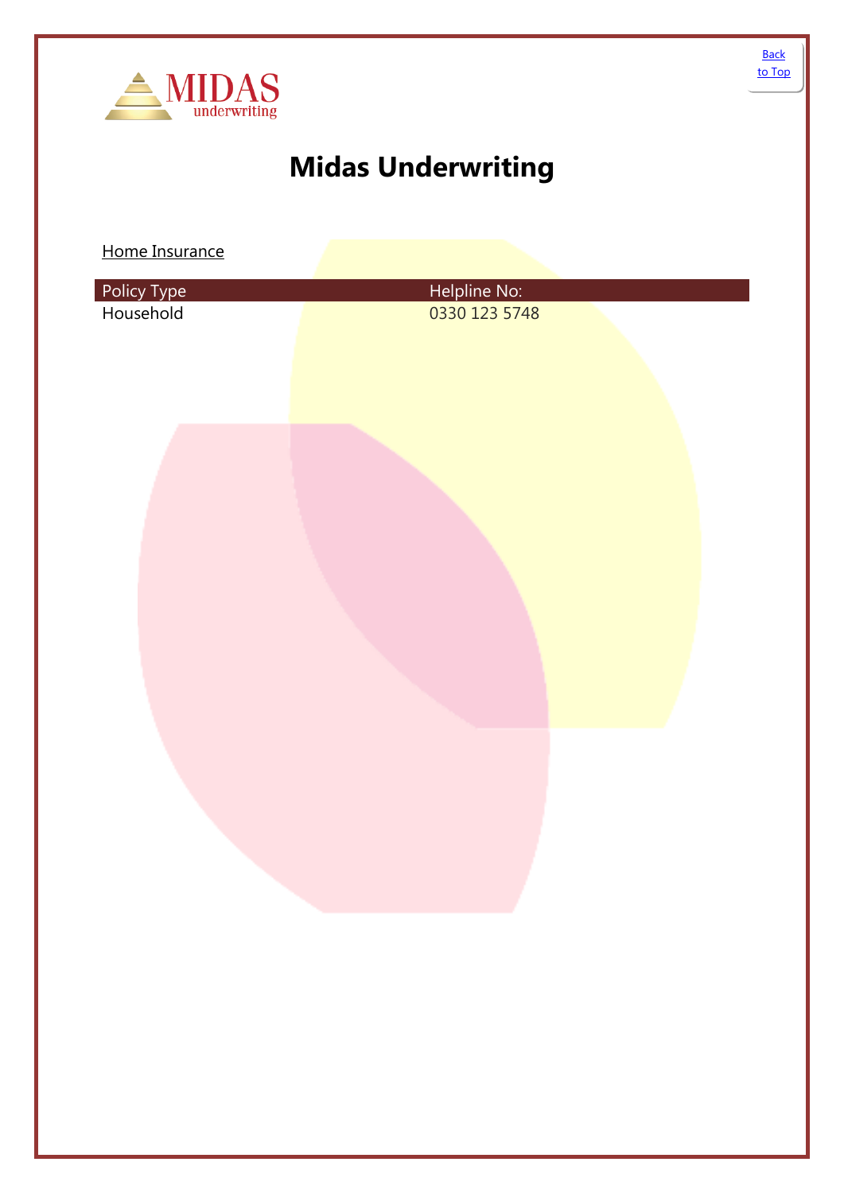# Midas Underwriting

Home Insurance

| Policy Type | Helpline No: |
| --- | --- |
| Household | 0330 123 5748 |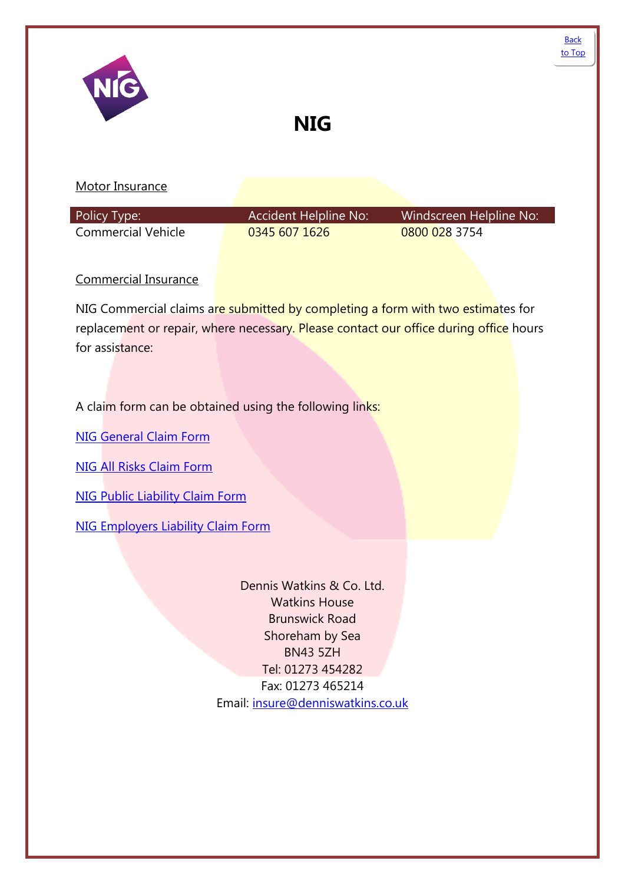Back to Top

# NIG

Motor Insurance

| Policy Type: | Accident Helpline No: | Windscreen Helpline No: |
|---|---|---|
| Commercial Vehicle | 0345 607 1626 | 0800 028 3754 |

Commercial Insurance

NIG Commercial claims are submitted by completing a form with two estimates for replacement or repair, where necessary. Please contact our office during office hours for assistance:

A claim form can be obtained using the following links:

NIG General Claim Form

NIG All Risks Claim Form

NIG Public Liability Claim Form

NIG Employers Liability Claim Form

Dennis Watkins & Co. Ltd.
Watkins House
Brunswick Road
Shoreham by Sea
BN43 5ZH
Tel: 01273 454282
Fax: 01273 465214
Email: insure@denniswatkins.co.uk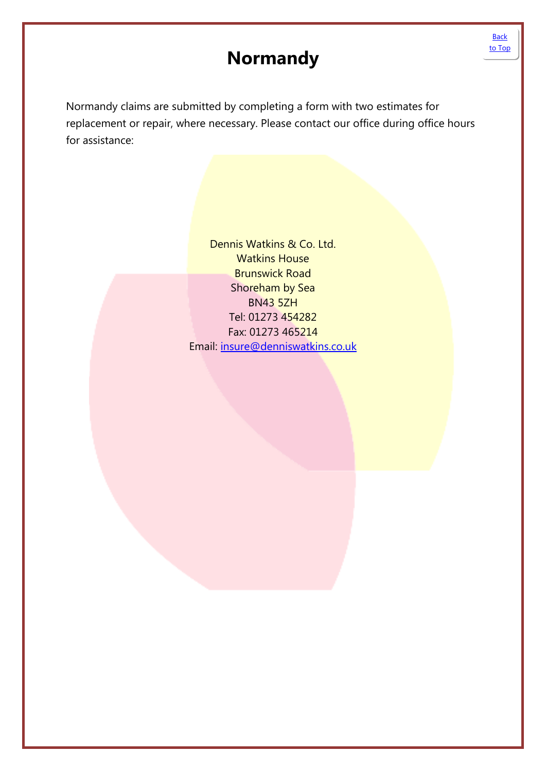[Back to Top]

# Normandy

Normandy claims are submitted by completing a form with two estimates for replacement or repair, where necessary. Please contact our office during office hours for assistance:

Dennis Watkins & Co. Ltd.
Watkins House
Brunswick Road
Shoreham by Sea
BN43 5ZH
Tel: 01273 454282
Fax: 01273 465214
Email: insure@denniswatkins.co.uk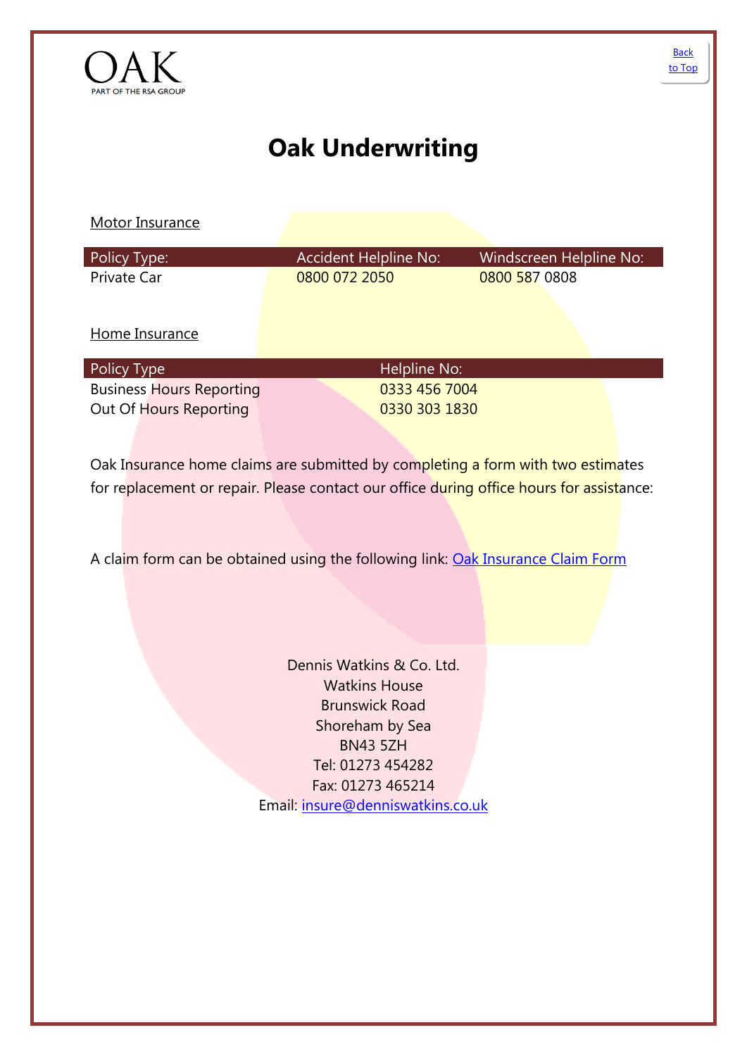OAK
PART OF THE RSA GROUP

[Back to Top]

# Oak Underwriting

Motor Insurance

| Policy Type: | Accident Helpline No: | Windscreen Helpline No: |
|---|---|---|
| Private Car | 0800 072 2050 | 0800 587 0808 |

Home Insurance

| Policy Type | Helpline No: |
|---|---|
| Business Hours Reporting | 0333 456 7004 |
| Out Of Hours Reporting | 0330 303 1830 |

Oak Insurance home claims are submitted by completing a form with two estimates for replacement or repair. Please contact our office during office hours for assistance:

A claim form can be obtained using the following link: [Oak Insurance Claim Form]

Dennis Watkins & Co. Ltd.
Watkins House
Brunswick Road
Shoreham by Sea
BN43 5ZH
Tel: 01273 454282
Fax: 01273 465214
Email: insure@denniswatkins.co.uk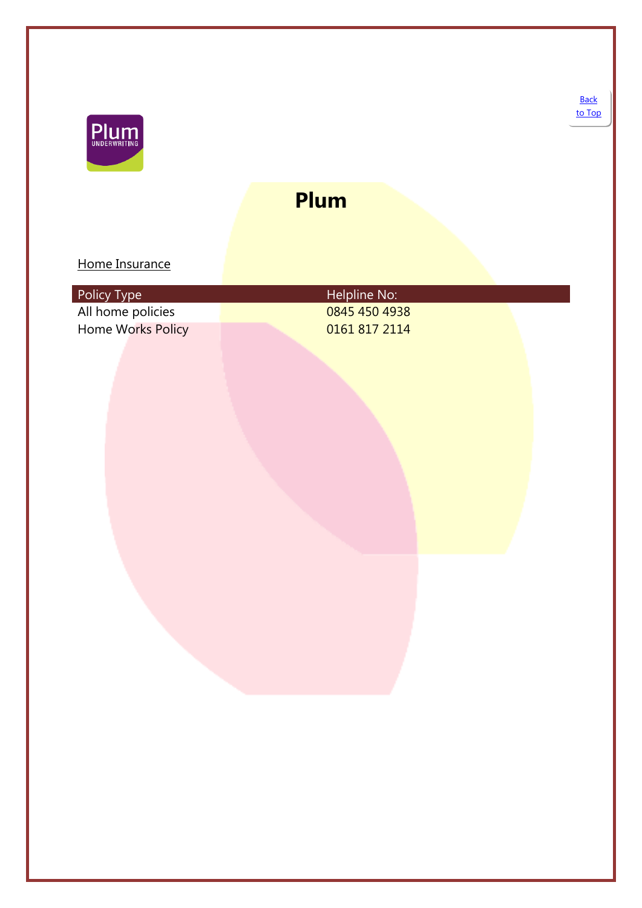Back to Top

# Plum

Home Insurance

| Policy Type | Helpline No: |
|---|---|
| All home policies | 0845 450 4938 |
| Home Works Policy | 0161 817 2114 |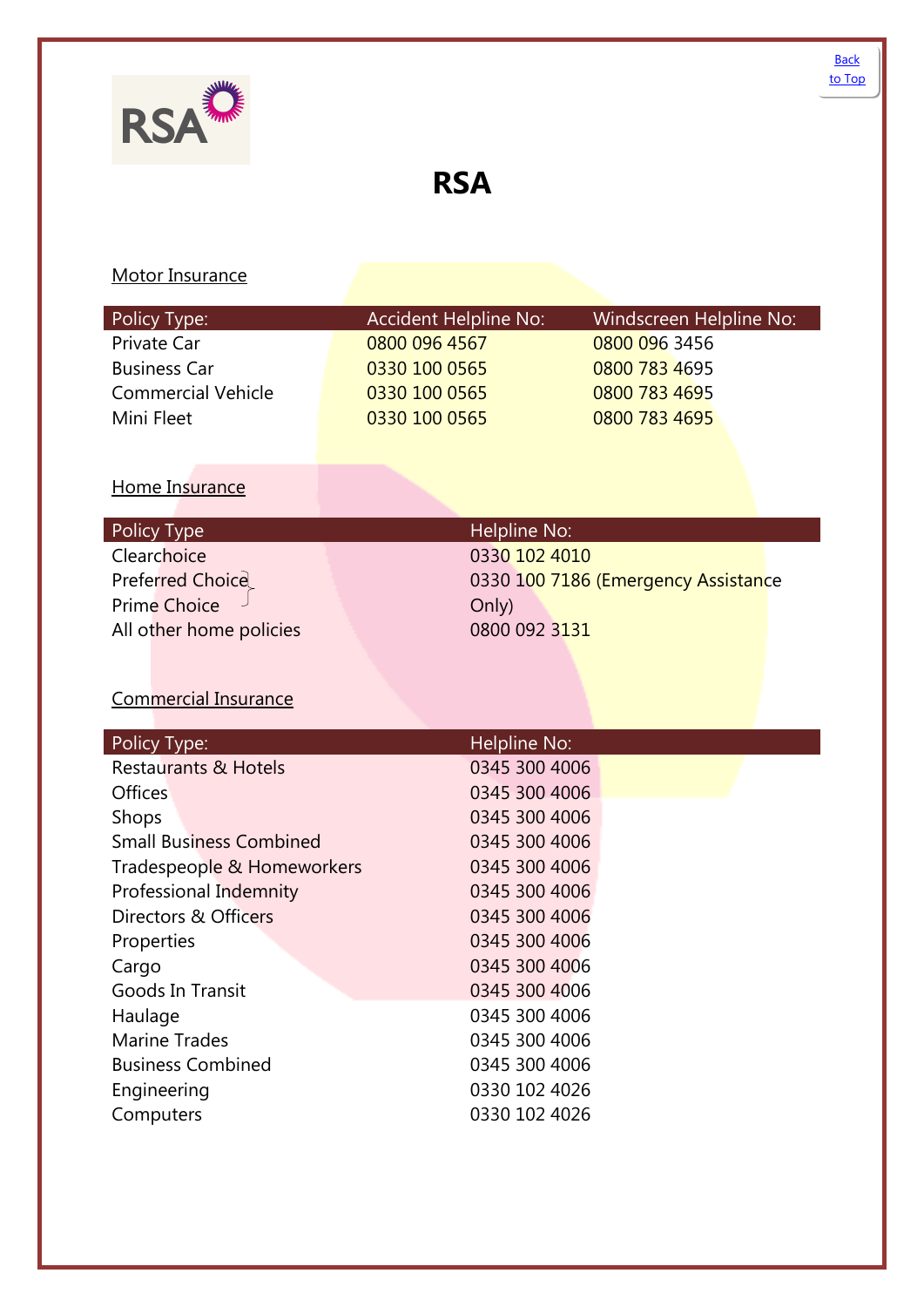[Back to Top]

# RSA

Motor Insurance

| Policy Type: | Accident Helpline No: | Windscreen Helpline No: |
|---|---|---|
| Private Car | 0800 096 4567 | 0800 096 3456 |
| Business Car | 0330 100 0565 | 0800 783 4695 |
| Commercial Vehicle | 0330 100 0565 | 0800 783 4695 |
| Mini Fleet | 0330 100 0565 | 0800 783 4695 |

Home Insurance

| Policy Type | Helpline No: |
|---|---|
| Clearchoice | 0330 102 4010 |
| Preferred Choice<br>Prime Choice | 0330 100 7186 (Emergency Assistance Only) |
| All other home policies | 0800 092 3131 |

Commercial Insurance

| Policy Type: | Helpline No: |
|---|---|
| Restaurants & Hotels | 0345 300 4006 |
| Offices | 0345 300 4006 |
| Shops | 0345 300 4006 |
| Small Business Combined | 0345 300 4006 |
| Tradespeople & Homeworkers | 0345 300 4006 |
| Professional Indemnity | 0345 300 4006 |
| Directors & Officers | 0345 300 4006 |
| Properties | 0345 300 4006 |
| Cargo | 0345 300 4006 |
| Goods In Transit | 0345 300 4006 |
| Haulage | 0345 300 4006 |
| Marine Trades | 0345 300 4006 |
| Business Combined | 0345 300 4006 |
| Engineering | 0330 102 4026 |
| Computers | 0330 102 4026 |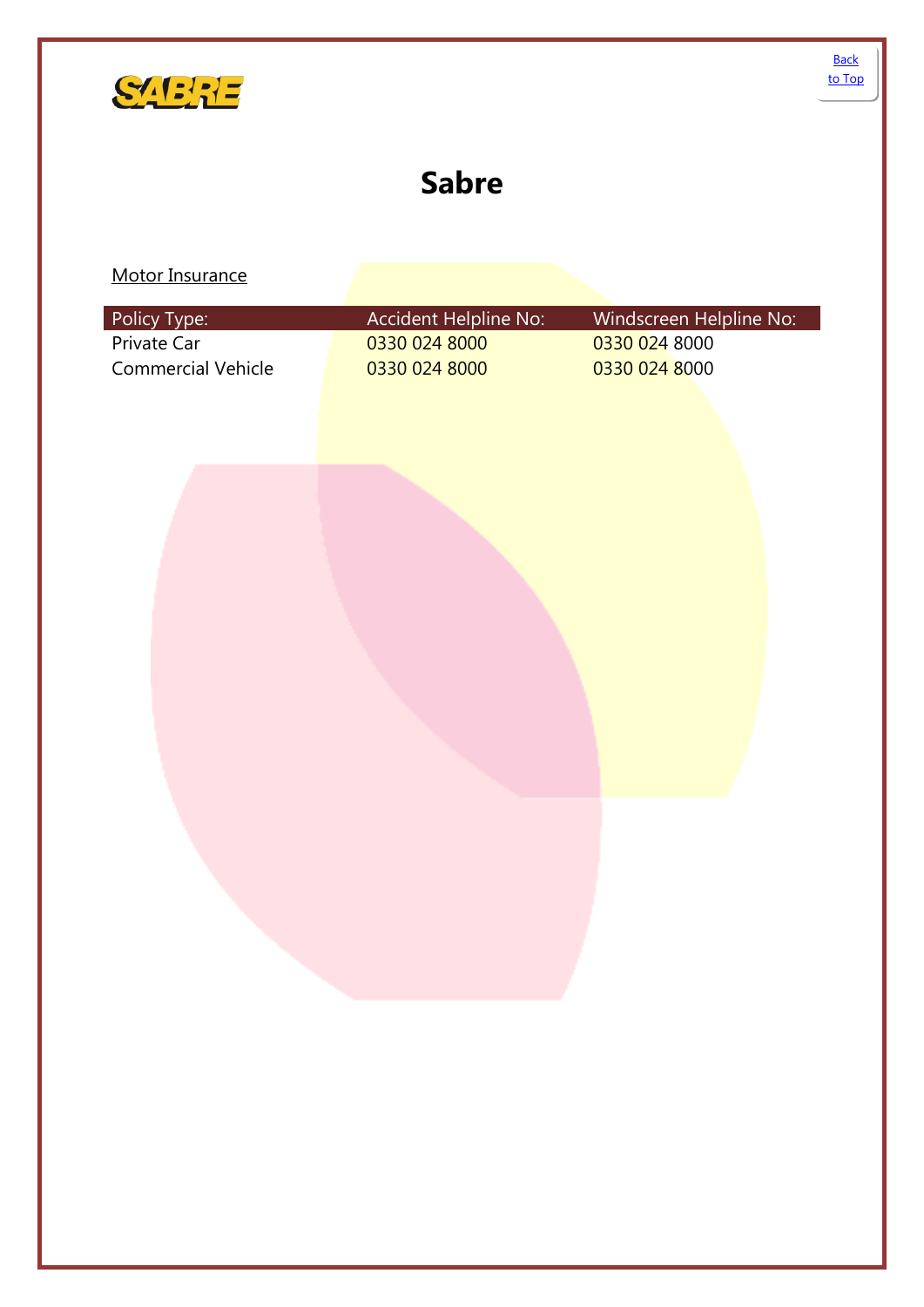Back to Top

# Sabre

Motor Insurance

| Policy Type: | Accident Helpline No: | Windscreen Helpline No: |
| --- | --- | --- |
| Private Car | 0330 024 8000 | 0330 024 8000 |
| Commercial Vehicle | 0330 024 8000 | 0330 024 8000 |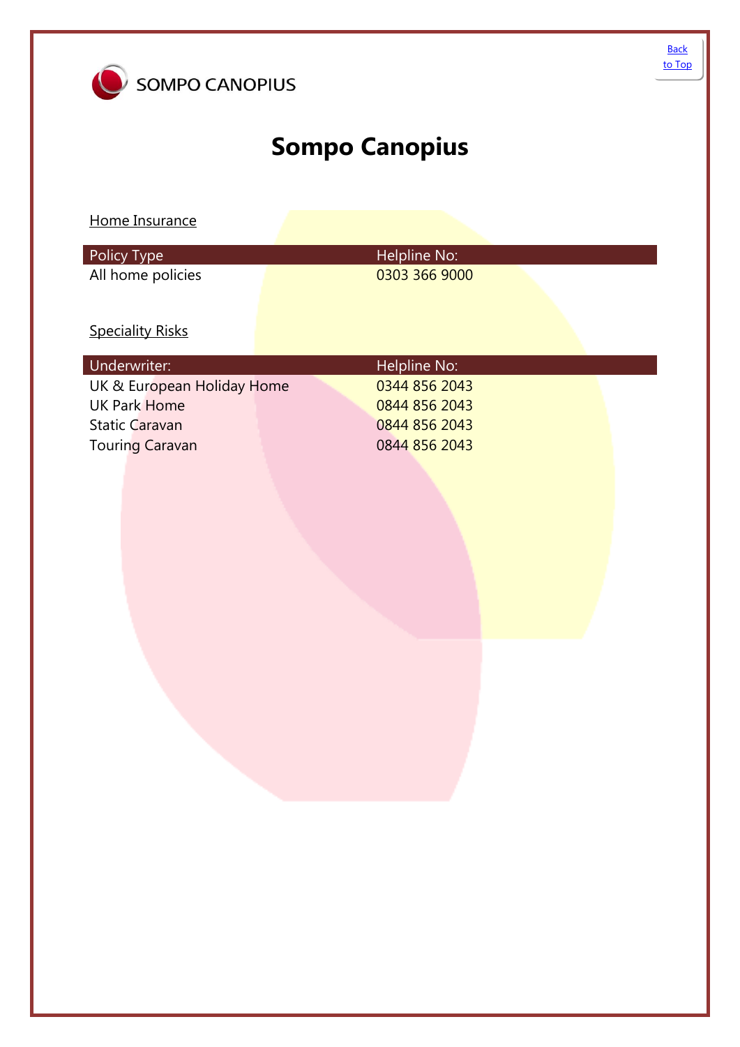SOMPO CANOPIUS

# Sompo Canopius

Home Insurance

| Policy Type | Helpline No: |
|---|---|
| All home policies | 0303 366 9000 |

Speciality Risks

| Underwriter: | Helpline No: |
|---|---|
| UK & European Holiday Home | 0344 856 2043 |
| UK Park Home | 0844 856 2043 |
| Static Caravan | 0844 856 2043 |
| Touring Caravan | 0844 856 2043 |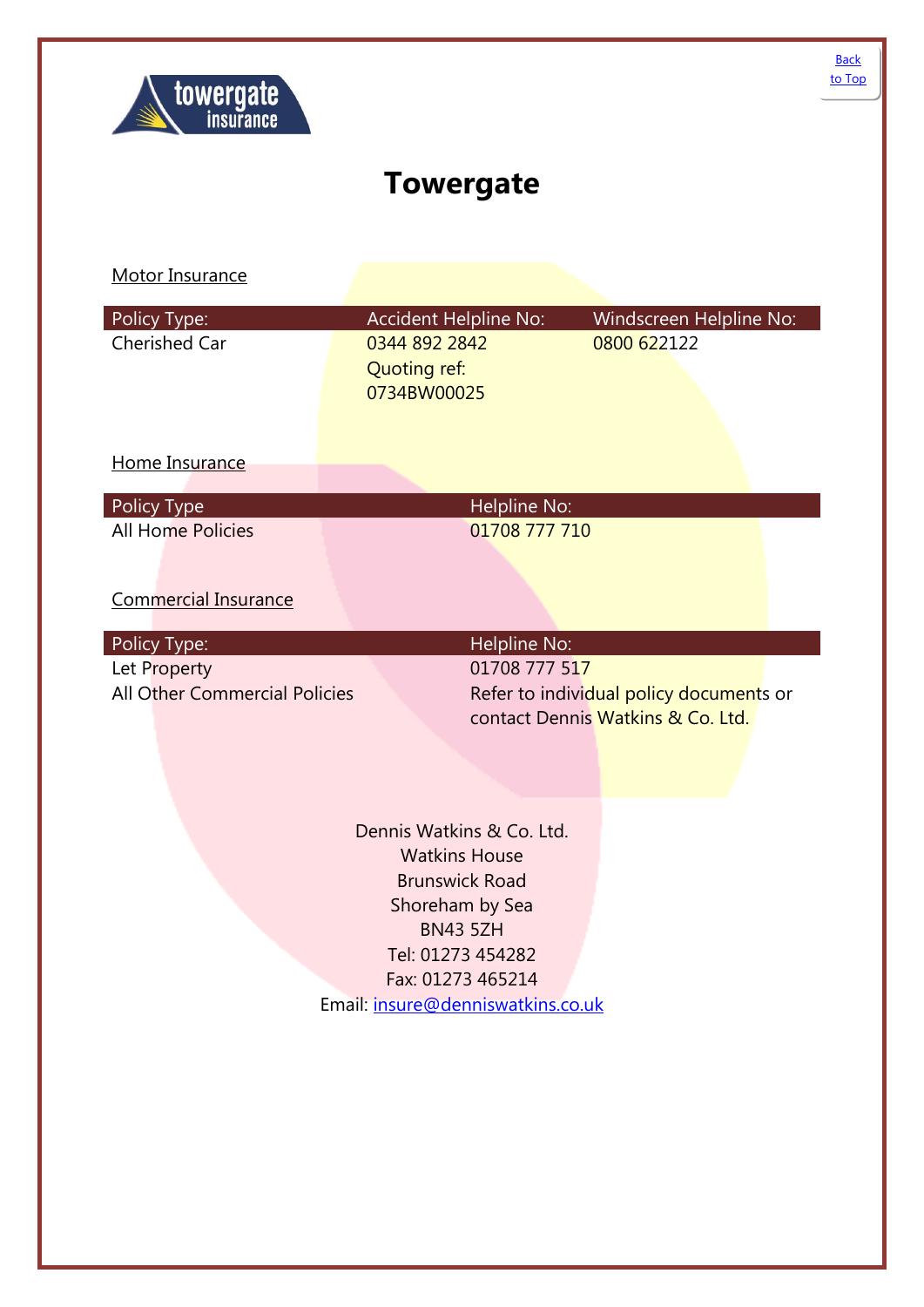# Towergate

Motor Insurance

| Policy Type: | Accident Helpline No: | Windscreen Helpline No: |
| --- | --- | --- |
| Cherished Car | 0344 892 2842<br>Quoting ref:<br>0734BW00025 | 0800 622122 |

Home Insurance

| Policy Type | Helpline No: |
| --- | --- |
| All Home Policies | 01708 777 710 |

Commercial Insurance

| Policy Type: | Helpline No: |
| --- | --- |
| Let Property | 01708 777 517 |
| All Other Commercial Policies | Refer to individual policy documents or contact Dennis Watkins & Co. Ltd. |

Dennis Watkins & Co. Ltd.
Watkins House
Brunswick Road
Shoreham by Sea
BN43 5ZH
Tel: 01273 454282
Fax: 01273 465214
Email: insure@denniswatkins.co.uk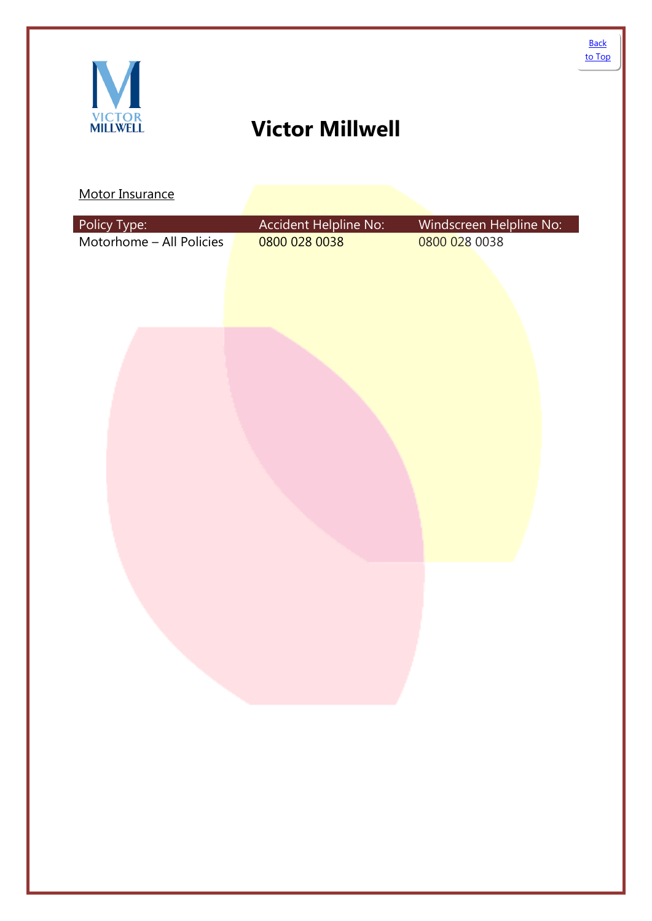# Victor Millwell

Motor Insurance

| Policy Type: | Accident Helpline No: | Windscreen Helpline No: |
|---|---|---|
| Motorhome – All Policies | 0800 028 0038 | 0800 028 0038 |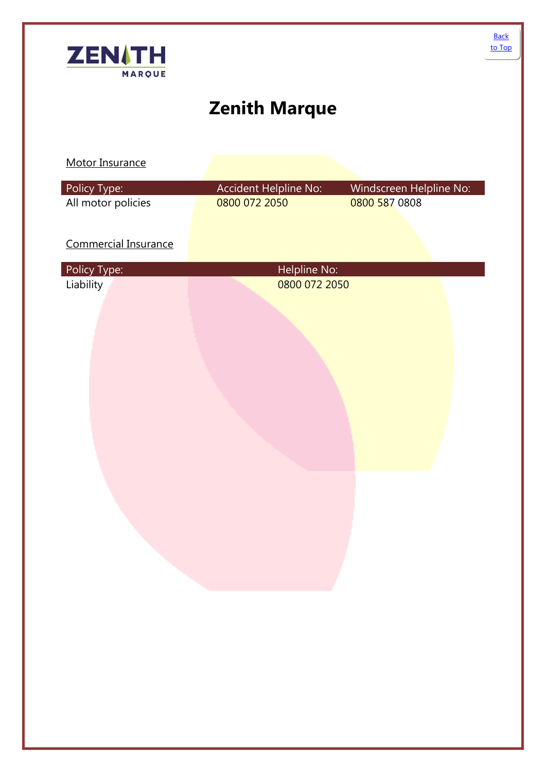[Back to Top]

# Zenith Marque

Motor Insurance

| Policy Type: | Accident Helpline No: | Windscreen Helpline No: |
| --- | --- | --- |
| All motor policies | 0800 072 2050 | 0800 587 0808 |

Commercial Insurance

| Policy Type: | Helpline No: |
| --- | --- |
| Liability | 0800 072 2050 |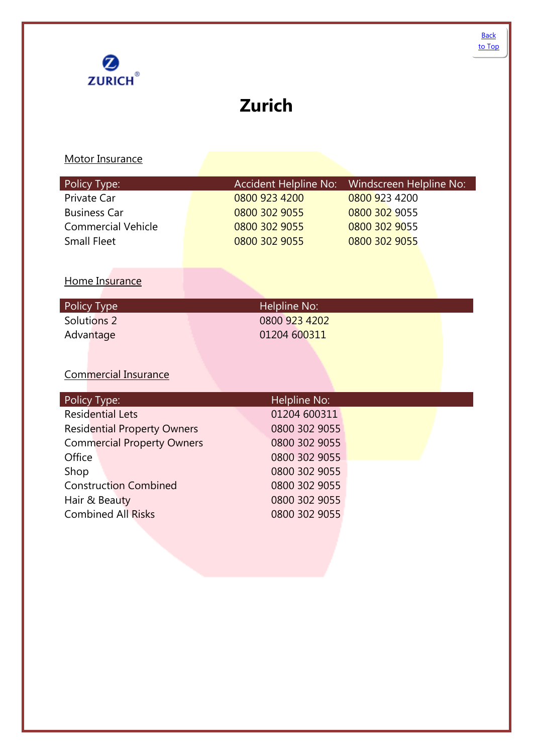[Back to Top]

ZURICH

# Zurich

## Motor Insurance

| Policy Type: | Accident Helpline No: | Windscreen Helpline No: |
|---|---|---|
| Private Car | 0800 923 4200 | 0800 923 4200 |
| Business Car | 0800 302 9055 | 0800 302 9055 |
| Commercial Vehicle | 0800 302 9055 | 0800 302 9055 |
| Small Fleet | 0800 302 9055 | 0800 302 9055 |

## Home Insurance

| Policy Type | Helpline No: |
|---|---|
| Solutions 2 | 0800 923 4202 |
| Advantage | 01204 600311 |

## Commercial Insurance

| Policy Type: | Helpline No: |
|---|---|
| Residential Lets | 01204 600311 |
| Residential Property Owners | 0800 302 9055 |
| Commercial Property Owners | 0800 302 9055 |
| Office | 0800 302 9055 |
| Shop | 0800 302 9055 |
| Construction Combined | 0800 302 9055 |
| Hair & Beauty | 0800 302 9055 |
| Combined All Risks | 0800 302 9055 |